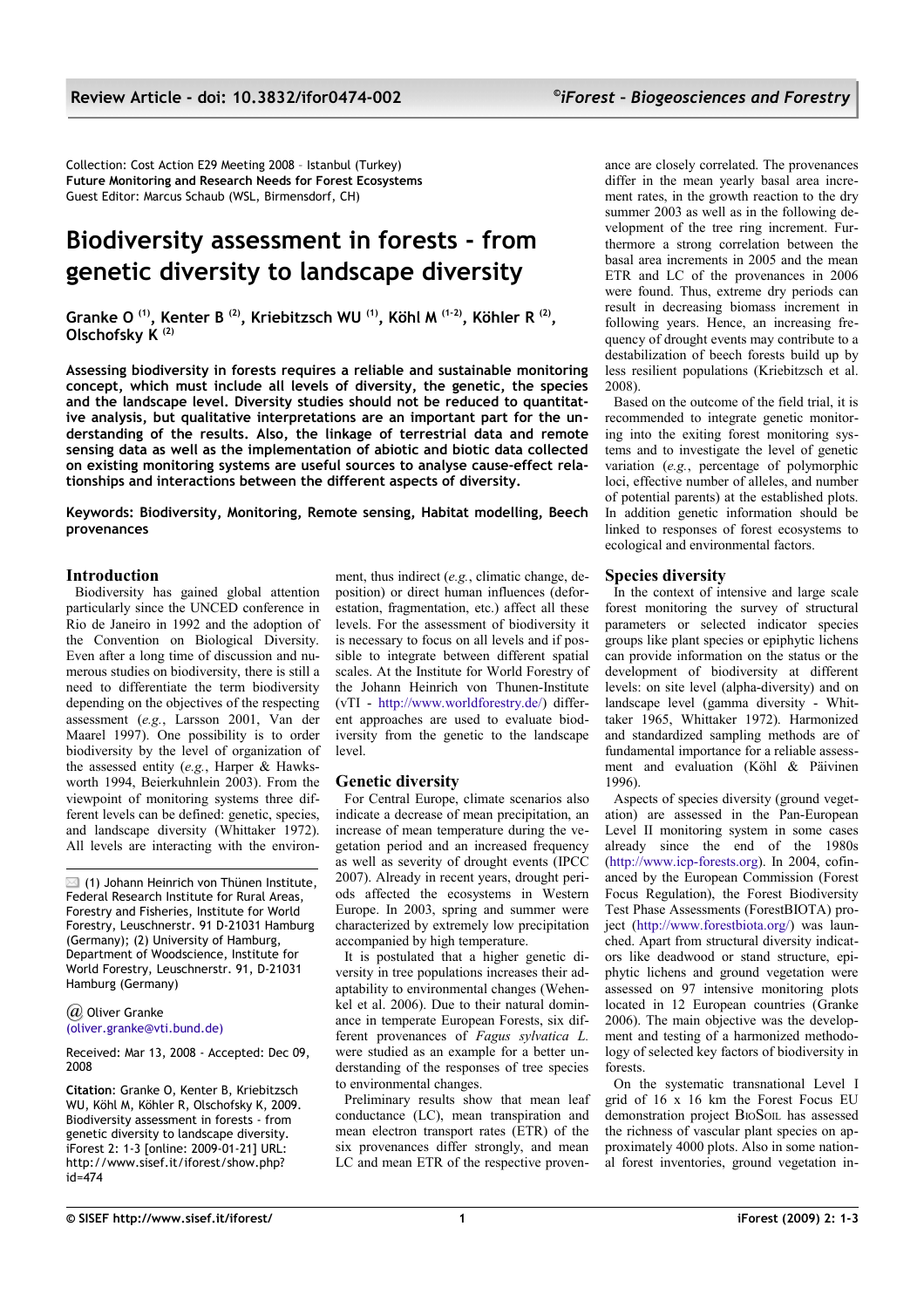Collection: Cost Action E29 Meeting 2008 – Istanbul (Turkey)
**Future Monitoring and Research Needs for Forest Ecosystems**
Guest Editor: Marcus Schaub (WSL, Birmensdorf, CH)

# Biodiversity assessment in forests - from genetic diversity to landscape diversity

**Granke O [(1)], Kenter B [(2)], Kriebitzsch WU [(1)], Köhl M [(1-2)], Köhler R [(2)], Olschofsky K [(2)]**

**Assessing biodiversity in forests requires a reliable and sustainable monitoring concept, which must include all levels of diversity, the genetic, the species and the landscape level. Diversity studies should not be reduced to quantitative analysis, but qualitative interpretations are an important part for the understanding of the results. Also, the linkage of terrestrial data and remote sensing data as well as the implementation of abiotic and biotic data collected on existing monitoring systems are useful sources to analyse cause-effect relationships and interactions between the different aspects of diversity.**

**Keywords: Biodiversity, Monitoring, Remote sensing, Habitat modelling, Beech provenances**

## Introduction

Biodiversity has gained global attention particularly since the UNCED conference in Rio de Janeiro in 1992 and the adoption of the Convention on Biological Diversity. Even after a long time of discussion and numerous studies on biodiversity, there is still a need to differentiate the term biodiversity depending on the objectives of the respecting assessment (*e.g.*, Larsson 2001, Van der Maarel 1997). One possibility is to order biodiversity by the level of organization of the assessed entity (*e.g.*, Harper & Hawksworth 1994, Beierkuhnlein 2003). From the viewpoint of monitoring systems three different levels can be defined: genetic, species, and landscape diversity (Whittaker 1972). All levels are interacting with the environment, thus indirect (*e.g.*, climatic change, deposition) or direct human influences (deforestation, fragmentation, etc.) affect all these levels. For the assessment of biodiversity it is necessary to focus on all levels and if possible to integrate between different spatial scales. At the Institute for World Forestry of the Johann Heinrich von Thunen-Institute (vTI - http://www.worldforestry.de/) different approaches are used to evaluate biodiversity from the genetic to the landscape level.

(1) Johann Heinrich von Thünen Institute, Federal Research Institute for Rural Areas, Forestry and Fisheries, Institute for World Forestry, Leuschnerstr. 91 D-21031 Hamburg (Germany); (2) University of Hamburg, Department of Woodscience, Institute for World Forestry, Leuschnerstr. 91, D-21031 Hamburg (Germany)

@ Oliver Granke (oliver.granke@vti.bund.de)

Received: Mar 13, 2008 - Accepted: Dec 09, 2008

**Citation**: Granke O, Kenter B, Kriebitzsch WU, Köhl M, Köhler R, Olschofsky K, 2009. Biodiversity assessment in forests - from genetic diversity to landscape diversity. iForest 2: 1-3 [online: 2009-01-21] URL: http://www.sisef.it/iforest/show.php?id=474

## Genetic diversity

For Central Europe, climate scenarios also indicate a decrease of mean precipitation, an increase of mean temperature during the vegetation period and an increased frequency as well as severity of drought events (IPCC 2007). Already in recent years, drought periods affected the ecosystems in Western Europe. In 2003, spring and summer were characterized by extremely low precipitation accompanied by high temperature.

It is postulated that a higher genetic diversity in tree populations increases their adaptability to environmental changes (Wehenkel et al. 2006). Due to their natural dominance in temperate European Forests, six different provenances of *Fagus sylvatica L.* were studied as an example for a better understanding of the responses of tree species to environmental changes.

Preliminary results show that mean leaf conductance (LC), mean transpiration and mean electron transport rates (ETR) of the six provenances differ strongly, and mean LC and mean ETR of the respective provenance are closely correlated. The provenances differ in the mean yearly basal area increment rates, in the growth reaction to the dry summer 2003 as well as in the following development of the tree ring increment. Furthermore a strong correlation between the basal area increments in 2005 and the mean ETR and LC of the provenances in 2006 were found. Thus, extreme dry periods can result in decreasing biomass increment in following years. Hence, an increasing frequency of drought events may contribute to a destabilization of beech forests build up by less resilient populations (Kriebitzsch et al. 2008).

Based on the outcome of the field trial, it is recommended to integrate genetic monitoring into the exiting forest monitoring systems and to investigate the level of genetic variation (*e.g.*, percentage of polymorphic loci, effective number of alleles, and number of potential parents) at the established plots. In addition genetic information should be linked to responses of forest ecosystems to ecological and environmental factors.

## Species diversity

In the context of intensive and large scale forest monitoring the survey of structural parameters or selected indicator species groups like plant species or epiphytic lichens can provide information on the status or the development of biodiversity at different levels: on site level (alpha-diversity) and on landscape level (gamma diversity - Whittaker 1965, Whittaker 1972). Harmonized and standardized sampling methods are of fundamental importance for a reliable assessment and evaluation (Köhl & Päivinen 1996).

Aspects of species diversity (ground vegetation) are assessed in the Pan-European Level II monitoring system in some cases already since the end of the 1980s (http://www.icp-forests.org). In 2004, cofinanced by the European Commission (Forest Focus Regulation), the Forest Biodiversity Test Phase Assessments (ForestBIOTA) project (http://www.forestbiota.org/) was launched. Apart from structural diversity indicators like deadwood or stand structure, epiphytic lichens and ground vegetation were assessed on 97 intensive monitoring plots located in 12 European countries (Granke 2006). The main objective was the development and testing of a harmonized methodology of selected key factors of biodiversity in forests.

On the systematic transnational Level I grid of 16 x 16 km the Forest Focus EU demonstration project BioSoil has assessed the richness of vascular plant species on approximately 4000 plots. Also in some national forest inventories, ground vegetation in-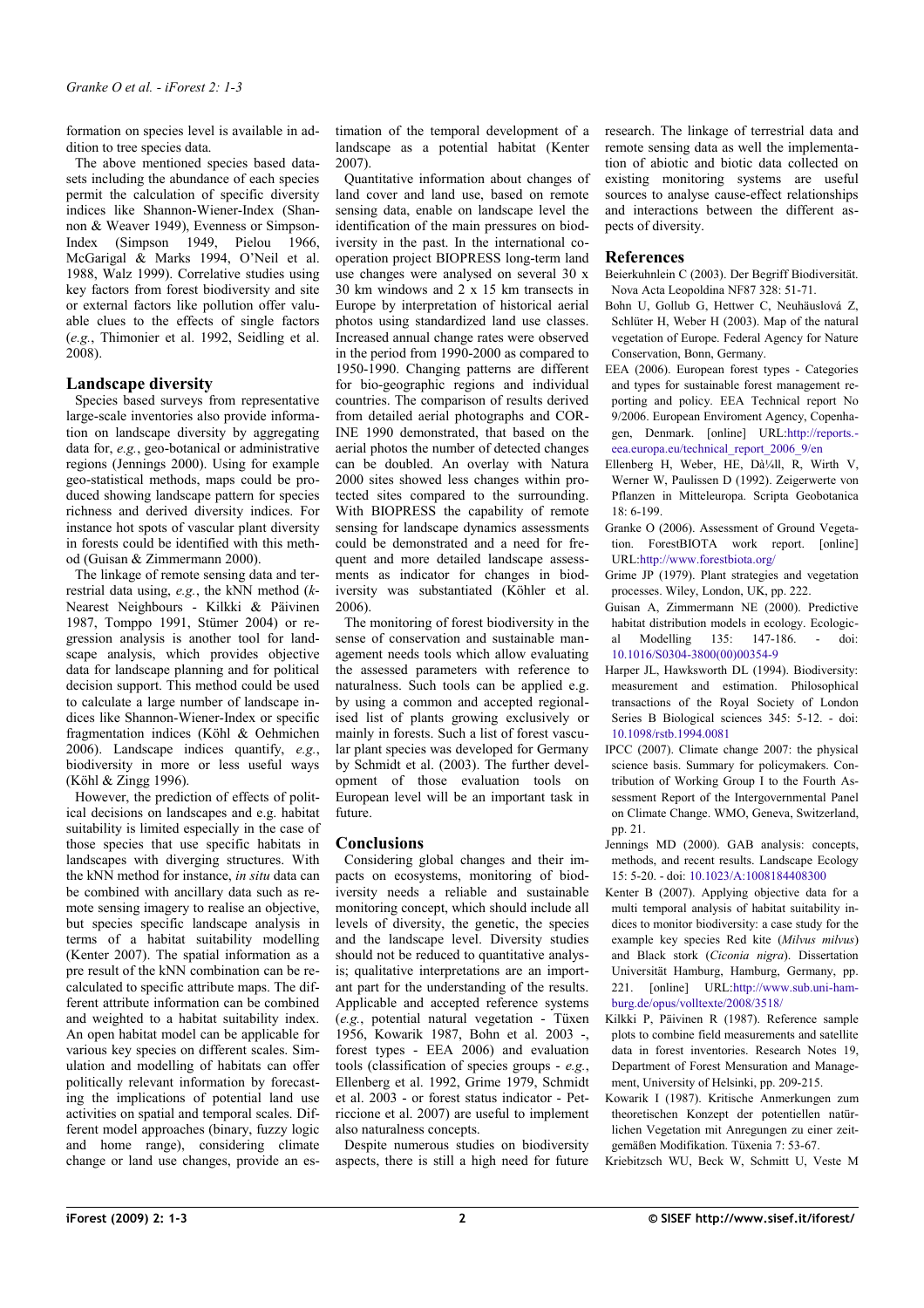formation on species level is available in addition to tree species data.

The above mentioned species based datasets including the abundance of each species permit the calculation of specific diversity indices like Shannon-Wiener-Index (Shannon & Weaver 1949), Evenness or Simpson-Index (Simpson 1949, Pielou 1966, McGarigal & Marks 1994, O'Neil et al. 1988, Walz 1999). Correlative studies using key factors from forest biodiversity and site or external factors like pollution offer valuable clues to the effects of single factors (*e.g.*, Thimonier et al. 1992, Seidling et al. 2008).

## Landscape diversity

Species based surveys from representative large-scale inventories also provide information on landscape diversity by aggregating data for, *e.g.*, geo-botanical or administrative regions (Jennings 2000). Using for example geo-statistical methods, maps could be produced showing landscape pattern for species richness and derived diversity indices. For instance hot spots of vascular plant diversity in forests could be identified with this method (Guisan & Zimmermann 2000).

The linkage of remote sensing data and terrestrial data using, *e.g.*, the kNN method (*k*-Nearest Neighbours - Kilkki & Päivinen 1987, Tomppo 1991, Stümer 2004) or regression analysis is another tool for landscape analysis, which provides objective data for landscape planning and for political decision support. This method could be used to calculate a large number of landscape indices like Shannon-Wiener-Index or specific fragmentation indices (Köhl & Oehmichen 2006). Landscape indices quantify, *e.g.*, biodiversity in more or less useful ways (Köhl & Zingg 1996).

However, the prediction of effects of political decisions on landscapes and e.g. habitat suitability is limited especially in the case of those species that use specific habitats in landscapes with diverging structures. With the kNN method for instance, *in situ* data can be combined with ancillary data such as remote sensing imagery to realise an objective, but species specific landscape analysis in terms of a habitat suitability modelling (Kenter 2007). The spatial information as a pre result of the kNN combination can be recalculated to specific attribute maps. The different attribute information can be combined and weighted to a habitat suitability index. An open habitat model can be applicable for various key species on different scales. Simulation and modelling of habitats can offer politically relevant information by forecasting the implications of potential land use activities on spatial and temporal scales. Different model approaches (binary, fuzzy logic and home range), considering climate change or land use changes, provide an estimation of the temporal development of a landscape as a potential habitat (Kenter 2007).

Quantitative information about changes of land cover and land use, based on remote sensing data, enable on landscape level the identification of the main pressures on biodiversity in the past. In the international cooperation project BIOPRESS long-term land use changes were analysed on several 30 x 30 km windows and 2 x 15 km transects in Europe by interpretation of historical aerial photos using standardized land use classes. Increased annual change rates were observed in the period from 1990-2000 as compared to 1950-1990. Changing patterns are different for bio-geographic regions and individual countries. The comparison of results derived from detailed aerial photographs and CORINE 1990 demonstrated, that based on the aerial photos the number of detected changes can be doubled. An overlay with Natura 2000 sites showed less changes within protected sites compared to the surrounding. With BIOPRESS the capability of remote sensing for landscape dynamics assessments could be demonstrated and a need for frequent and more detailed landscape assessments as indicator for changes in biodiversity was substantiated (Köhler et al. 2006).

The monitoring of forest biodiversity in the sense of conservation and sustainable management needs tools which allow evaluating the assessed parameters with reference to naturalness. Such tools can be applied e.g. by using a common and accepted regionalised list of plants growing exclusively or mainly in forests. Such a list of forest vascular plant species was developed for Germany by Schmidt et al. (2003). The further development of those evaluation tools on European level will be an important task in future.

## Conclusions

Considering global changes and their impacts on ecosystems, monitoring of biodiversity needs a reliable and sustainable monitoring concept, which should include all levels of diversity, the genetic, the species and the landscape level. Diversity studies should not be reduced to quantitative analysis; qualitative interpretations are an important part for the understanding of the results. Applicable and accepted reference systems (*e.g.*, potential natural vegetation - Tüxen 1956, Kowarik 1987, Bohn et al. 2003 -, forest types - EEA 2006) and evaluation tools (classification of species groups - *e.g.*, Ellenberg et al. 1992, Grime 1979, Schmidt et al. 2003 - or forest status indicator - Petriccione et al. 2007) are useful to implement also naturalness concepts.

Despite numerous studies on biodiversity aspects, there is still a high need for future research. The linkage of terrestrial data and remote sensing data as well the implementation of abiotic and biotic data collected on existing monitoring systems are useful sources to analyse cause-effect relationships and interactions between the different aspects of diversity.

## References

Beierkuhnlein C (2003). Der Begriff Biodiversität. Nova Acta Leopoldina NF87 328: 51-71.

Bohn U, Gollub G, Hettwer C, Neuhäuslová Z, Schlüter H, Weber H (2003). Map of the natural vegetation of Europe. Federal Agency for Nature Conservation, Bonn, Germany.

EEA (2006). European forest types - Categories and types for sustainable forest management reporting and policy. EEA Technical report No 9/2006. European Enviroment Agency, Copenhagen, Denmark. [online] URL:http://reports.eea.europa.eu/technical_report_2006_9/en

Ellenberg H, Weber, HE, Dà¼ll, R, Wirth V, Werner W, Paulissen D (1992). Zeigerwerte von Pflanzen in Mitteleuropa. Scripta Geobotanica 18: 6-199.

Granke O (2006). Assessment of Ground Vegetation. ForestBIOTA work report. [online] URL:http://www.forestbiota.org/

Grime JP (1979). Plant strategies and vegetation processes. Wiley, London, UK, pp. 222.

Guisan A, Zimmermann NE (2000). Predictive habitat distribution models in ecology. Ecological Modelling 135: 147-186. - doi: 10.1016/S0304-3800(00)00354-9

Harper JL, Hawksworth DL (1994). Biodiversity: measurement and estimation. Philosophical transactions of the Royal Society of London Series B Biological sciences 345: 5-12. - doi: 10.1098/rstb.1994.0081

IPCC (2007). Climate change 2007: the physical science basis. Summary for policymakers. Contribution of Working Group I to the Fourth Assessment Report of the Intergovernmental Panel on Climate Change. WMO, Geneva, Switzerland, pp. 21.

Jennings MD (2000). GAB analysis: concepts, methods, and recent results. Landscape Ecology 15: 5-20. - doi: 10.1023/A:1008184408300

Kenter B (2007). Applying objective data for a multi temporal analysis of habitat suitability indices to monitor biodiversity: a case study for the example key species Red kite (*Milvus milvus*) and Black stork (*Ciconia nigra*). Dissertation Universität Hamburg, Hamburg, Germany, pp. 221. [online] URL:http://www.sub.uni-hamburg.de/opus/volltexte/2008/3518/

Kilkki P, Päivinen R (1987). Reference sample plots to combine field measurements and satellite data in forest inventories. Research Notes 19, Department of Forest Mensuration and Management, University of Helsinki, pp. 209-215.

Kowarik I (1987). Kritische Anmerkungen zum theoretischen Konzept der potentiellen natürlichen Vegetation mit Anregungen zu einer zeitgemäßen Modifikation. Tüxenia 7: 53-67.

Kriebitzsch WU, Beck W, Schmitt U, Veste M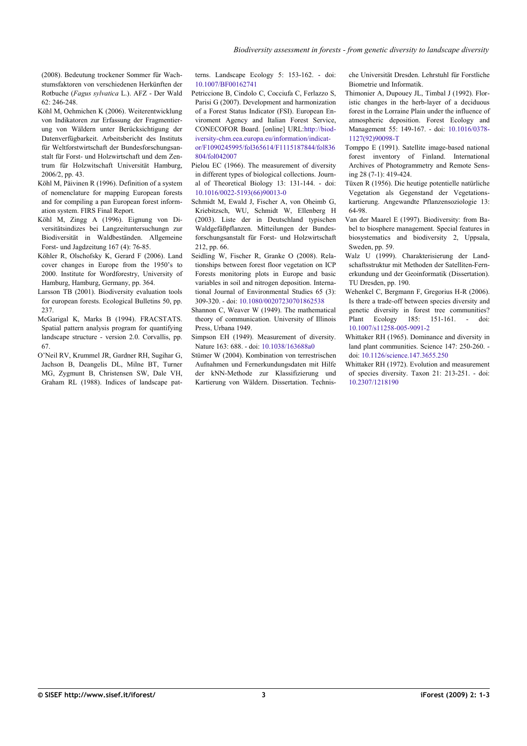(2008). Bedeutung trockener Sommer für Wachstumsfaktoren von verschiedenen Herkünften der Rotbuche (*Fagus sylvatica* L.). AFZ - Der Wald 62: 246-248.

Köhl M, Oehmichen K (2006). Weiterentwicklung von Indikatoren zur Erfassung der Fragmentierung von Wäldern unter Berücksichtigung der Datenverfügbarkeit. Arbeitsbericht des Instituts für Weltforstwirtschaft der Bundesforschungsanstalt für Forst- und Holzwirtschaft und dem Zentrum für Holzwirtschaft Universität Hamburg, 2006/2, pp. 43.

Köhl M, Päivinen R (1996). Definition of a system of nomenclature for mapping European forests and for compiling a pan European forest information system. FIRS Final Report.

Köhl M, Zingg A (1996). Eignung von Diversitätsindizes bei Langzeituntersuchungn zur Biodiversität in Waldbeständen. Allgemeine Forst- und Jagdzeitung 167 (4): 76-85.

Köhler R, Olschofsky K, Gerard F (2006). Land cover changes in Europe from the 1950's to 2000. Institute for Wordforestry, University of Hamburg, Hamburg, Germany, pp. 364.

Larsson TB (2001). Biodiversity evaluation tools for european forests. Ecological Bulletins 50, pp. 237.

McGarigal K, Marks B (1994). FRACSTATS. Spatial pattern analysis program for quantifying landscape structure - version 2.0. Corvallis, pp. 67.

O'Neil RV, Krummel JR, Gardner RH, Sugihar G, Jachson B, Deangelis DL, Milne BT, Turner MG, Zygmunt B, Christensen SW, Dale VH, Graham RL (1988). Indices of landscape patterns. Landscape Ecology 5: 153-162. - doi: 10.1007/BF00162741

Petriccione B, Cindolo C, Cocciufa C, Ferlazzo S, Parisi G (2007). Development and harmonization of a Forest Status Indicator (FSI). European Enviroment Agency and Italian Forest Service, CONECOFOR Board. [online] URL:http://biodiversity-chm.eea.europa.eu/information/indicator/F1090245995/fol365614/F1115187844/fol836804/fol042007

Pielou EC (1966). The measurement of diversity in different types of biological collections. Journal of Theoretical Biology 13: 131-144. - doi: 10.1016/0022-5193(66)90013-0

Schmidt M, Ewald J, Fischer A, von Oheimb G, Kriebitzsch, WU, Schmidt W, Ellenberg H (2003). Liste der in Deutschland typischen Waldgefäßpflanzen. Mitteilungen der Bundesforschungsanstalt für Forst- und Holzwirtschaft 212, pp. 66.

Seidling W, Fischer R, Granke O (2008). Relationships between forest floor vegetation on ICP Forests monitoring plots in Europe and basic variables in soil and nitrogen deposition. International Journal of Environmental Studies 65 (3): 309-320. - doi: 10.1080/00207230701862538

Shannon C, Weaver W (1949). The mathematical theory of communication. University of Illinois Press, Urbana 1949.

Simpson EH (1949). Measurement of diversity. Nature 163: 688. - doi: 10.1038/163688a0

Stümer W (2004). Kombination von terrestrischen Aufnahmen und Fernerkundungsdaten mit Hilfe der kNN-Methode zur Klassifizierung und Kartierung von Wäldern. Dissertation. Technische Universität Dresden. Lehrstuhl für Forstliche Biometrie und Informatik.

Thimonier A, Dupouey JL, Timbal J (1992). Floristic changes in the herb-layer of a deciduous forest in the Lorraine Plain under the influence of atmospheric deposition. Forest Ecology and Management 55: 149-167. - doi: 10.1016/0378-1127(92)90098-T

Tomppo E (1991). Satellite image-based national forest inventory of Finland. International Archives of Photogrammetry and Remote Sensing 28 (7-1): 419-424.

Tüxen R (1956). Die heutige potentielle natürliche Vegetation als Gegenstand der Vegetationskartierung. Angewandte Pflanzensoziologie 13: 64-98.

Van der Maarel E (1997). Biodiversity: from Babel to biosphere management. Special features in biosystematics and biodiversity 2, Uppsala, Sweden, pp. 59.

Walz U (1999). Charakterisierung der Landschaftsstruktur mit Methoden der Satelliten-Fernerkundung und der Geoinformatik (Dissertation). TU Dresden, pp. 190.

Wehenkel C, Bergmann F, Gregorius H-R (2006). Is there a trade-off between species diversity and genetic diversity in forest tree communities? Plant Ecology 185: 151-161. - doi: 10.1007/s11258-005-9091-2

Whittaker RH (1965). Dominance and diversity in land plant communities. Science 147: 250-260. - doi: 10.1126/science.147.3655.250

Whittaker RH (1972). Evolution and measurement of species diversity. Taxon 21: 213-251. - doi: 10.2307/1218190